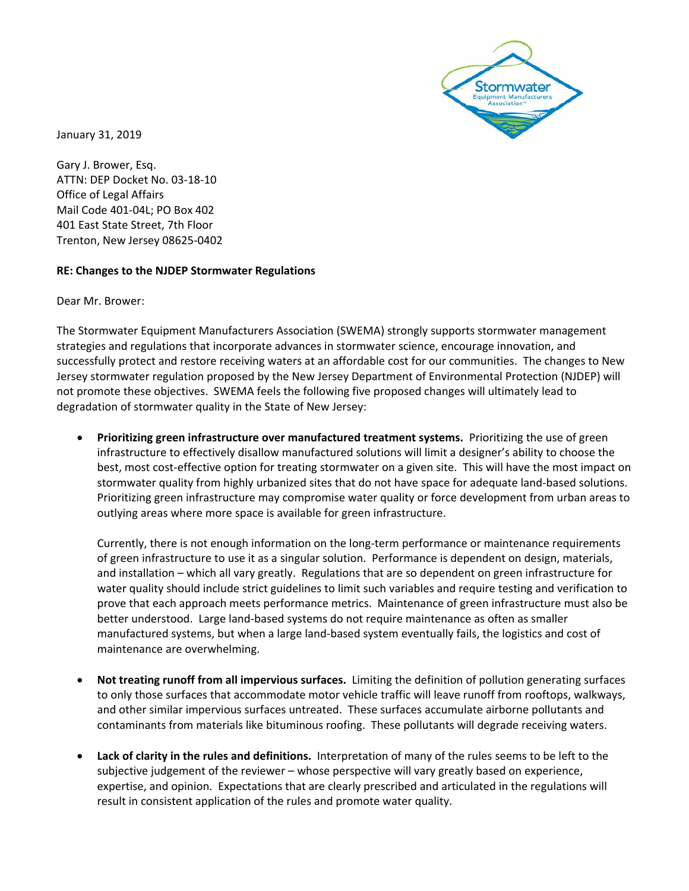January 31, 2019

Gary J. Brower, Esq.
ATTN: DEP Docket No. 03-18-10
Office of Legal Affairs
Mail Code 401-04L; PO Box 402
401 East State Street, 7th Floor
Trenton, New Jersey 08625-0402

**RE: Changes to the NJDEP Stormwater Regulations**

Dear Mr. Brower:

The Stormwater Equipment Manufacturers Association (SWEMA) strongly supports stormwater management strategies and regulations that incorporate advances in stormwater science, encourage innovation, and successfully protect and restore receiving waters at an affordable cost for our communities. The changes to New Jersey stormwater regulation proposed by the New Jersey Department of Environmental Protection (NJDEP) will not promote these objectives. SWEMA feels the following five proposed changes will ultimately lead to degradation of stormwater quality in the State of New Jersey:

- **Prioritizing green infrastructure over manufactured treatment systems.** Prioritizing the use of green infrastructure to effectively disallow manufactured solutions will limit a designer's ability to choose the best, most cost-effective option for treating stormwater on a given site. This will have the most impact on stormwater quality from highly urbanized sites that do not have space for adequate land-based solutions. Prioritizing green infrastructure may compromise water quality or force development from urban areas to outlying areas where more space is available for green infrastructure.

  Currently, there is not enough information on the long-term performance or maintenance requirements of green infrastructure to use it as a singular solution. Performance is dependent on design, materials, and installation – which all vary greatly. Regulations that are so dependent on green infrastructure for water quality should include strict guidelines to limit such variables and require testing and verification to prove that each approach meets performance metrics. Maintenance of green infrastructure must also be better understood. Large land-based systems do not require maintenance as often as smaller manufactured systems, but when a large land-based system eventually fails, the logistics and cost of maintenance are overwhelming.

- **Not treating runoff from all impervious surfaces.** Limiting the definition of pollution generating surfaces to only those surfaces that accommodate motor vehicle traffic will leave runoff from rooftops, walkways, and other similar impervious surfaces untreated. These surfaces accumulate airborne pollutants and contaminants from materials like bituminous roofing. These pollutants will degrade receiving waters.

- **Lack of clarity in the rules and definitions.** Interpretation of many of the rules seems to be left to the subjective judgement of the reviewer – whose perspective will vary greatly based on experience, expertise, and opinion. Expectations that are clearly prescribed and articulated in the regulations will result in consistent application of the rules and promote water quality.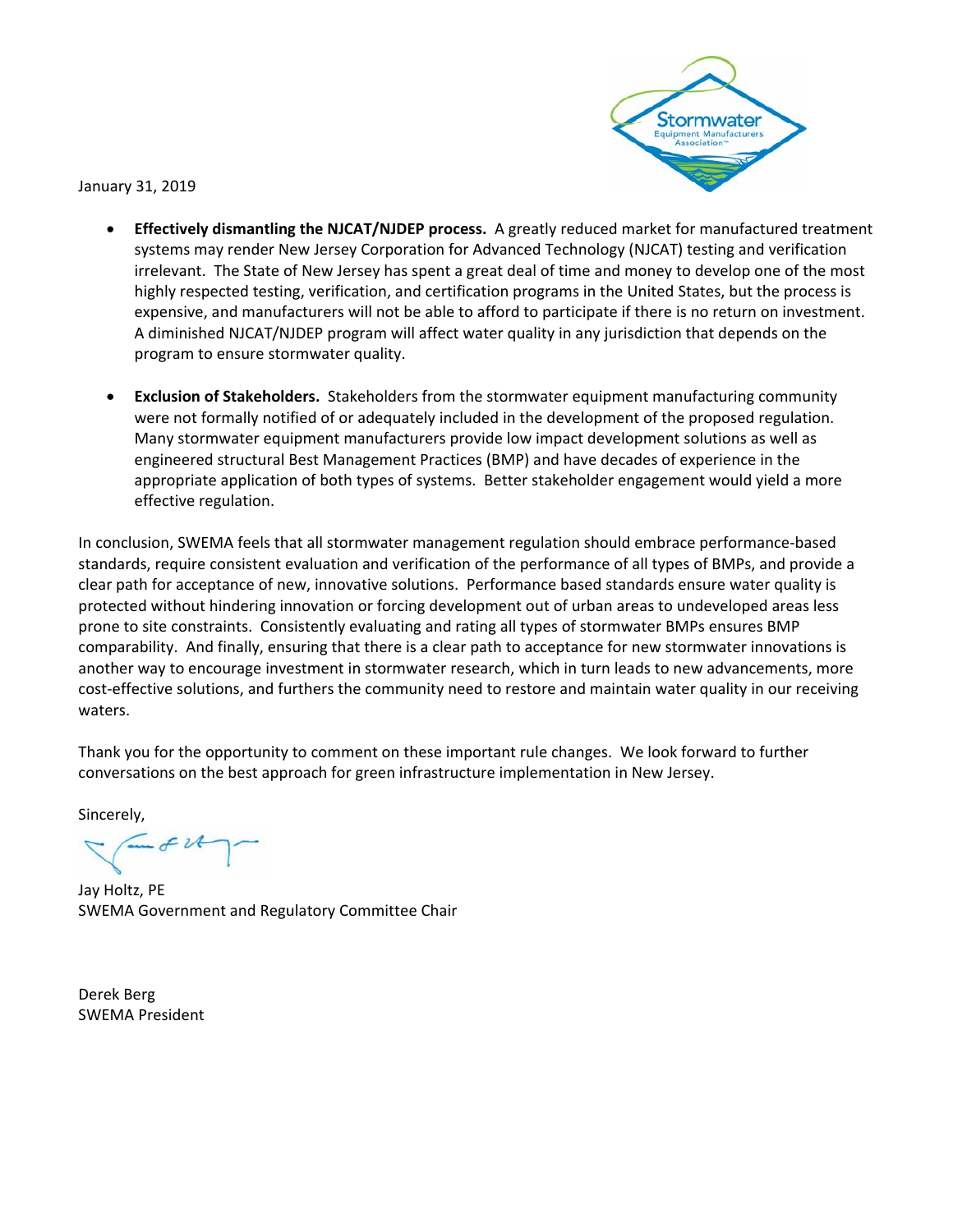January 31, 2019

- **Effectively dismantling the NJCAT/NJDEP process.** A greatly reduced market for manufactured treatment systems may render New Jersey Corporation for Advanced Technology (NJCAT) testing and verification irrelevant. The State of New Jersey has spent a great deal of time and money to develop one of the most highly respected testing, verification, and certification programs in the United States, but the process is expensive, and manufacturers will not be able to afford to participate if there is no return on investment. A diminished NJCAT/NJDEP program will affect water quality in any jurisdiction that depends on the program to ensure stormwater quality.

- **Exclusion of Stakeholders.** Stakeholders from the stormwater equipment manufacturing community were not formally notified of or adequately included in the development of the proposed regulation. Many stormwater equipment manufacturers provide low impact development solutions as well as engineered structural Best Management Practices (BMP) and have decades of experience in the appropriate application of both types of systems. Better stakeholder engagement would yield a more effective regulation.

In conclusion, SWEMA feels that all stormwater management regulation should embrace performance-based standards, require consistent evaluation and verification of the performance of all types of BMPs, and provide a clear path for acceptance of new, innovative solutions. Performance based standards ensure water quality is protected without hindering innovation or forcing development out of urban areas to undeveloped areas less prone to site constraints. Consistently evaluating and rating all types of stormwater BMPs ensures BMP comparability. And finally, ensuring that there is a clear path to acceptance for new stormwater innovations is another way to encourage investment in stormwater research, which in turn leads to new advancements, more cost-effective solutions, and furthers the community need to restore and maintain water quality in our receiving waters.

Thank you for the opportunity to comment on these important rule changes. We look forward to further conversations on the best approach for green infrastructure implementation in New Jersey.

Sincerely,

Jay Holtz, PE
SWEMA Government and Regulatory Committee Chair

Derek Berg
SWEMA President